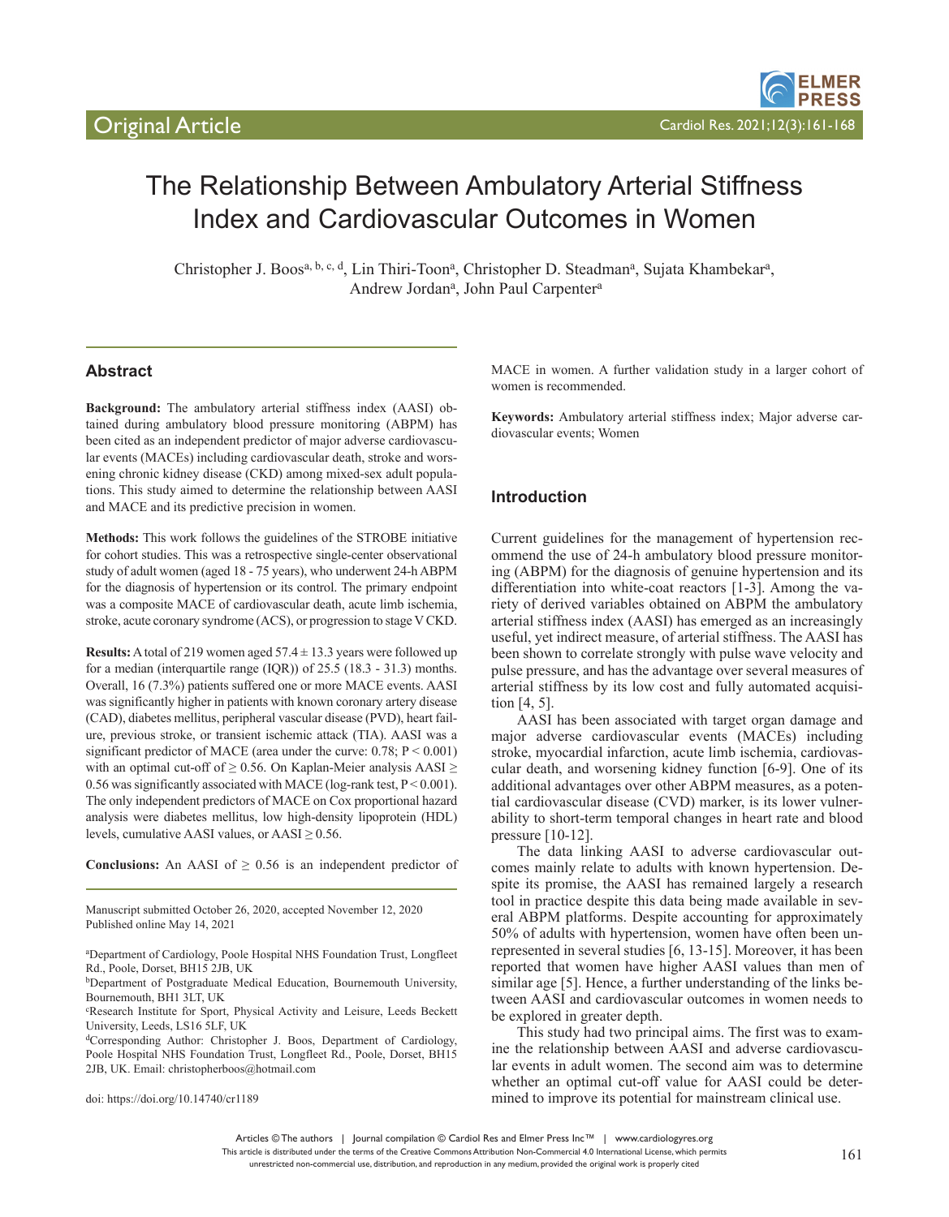Original Article

# The Relationship Between Ambulatory Arterial Stiffness Index and Cardiovascular Outcomes in Women

Christopher J. Boos[a, b, c, d], Lin Thiri-Toon[a], Christopher D. Steadman[a], Sujata Khambekar[a], Andrew Jordan[a], John Paul Carpenter[a]

## Abstract

**Background:** The ambulatory arterial stiffness index (AASI) obtained during ambulatory blood pressure monitoring (ABPM) has been cited as an independent predictor of major adverse cardiovascular events (MACEs) including cardiovascular death, stroke and worsening chronic kidney disease (CKD) among mixed-sex adult populations. This study aimed to determine the relationship between AASI and MACE and its predictive precision in women.

**Methods:** This work follows the guidelines of the STROBE initiative for cohort studies. This was a retrospective single-center observational study of adult women (aged 18 - 75 years), who underwent 24-h ABPM for the diagnosis of hypertension or its control. The primary endpoint was a composite MACE of cardiovascular death, acute limb ischemia, stroke, acute coronary syndrome (ACS), or progression to stage V CKD.

**Results:** A total of 219 women aged 57.4 ± 13.3 years were followed up for a median (interquartile range (IQR)) of 25.5 (18.3 - 31.3) months. Overall, 16 (7.3%) patients suffered one or more MACE events. AASI was significantly higher in patients with known coronary artery disease (CAD), diabetes mellitus, peripheral vascular disease (PVD), heart failure, previous stroke, or transient ischemic attack (TIA). AASI was a significant predictor of MACE (area under the curve: 0.78; P < 0.001) with an optimal cut-off of ≥ 0.56. On Kaplan-Meier analysis AASI ≥ 0.56 was significantly associated with MACE (log-rank test, P < 0.001). The only independent predictors of MACE on Cox proportional hazard analysis were diabetes mellitus, low high-density lipoprotein (HDL) levels, cumulative AASI values, or AASI ≥ 0.56.

**Conclusions:** An AASI of ≥ 0.56 is an independent predictor of MACE in women. A further validation study in a larger cohort of women is recommended.

**Keywords:** Ambulatory arterial stiffness index; Major adverse cardiovascular events; Women

Manuscript submitted October 26, 2020, accepted November 12, 2020
Published online May 14, 2021

[a]Department of Cardiology, Poole Hospital NHS Foundation Trust, Longfleet Rd., Poole, Dorset, BH15 2JB, UK
[b]Department of Postgraduate Medical Education, Bournemouth University, Bournemouth, BH1 3LT, UK
[c]Research Institute for Sport, Physical Activity and Leisure, Leeds Beckett University, Leeds, LS16 5LF, UK
[d]Corresponding Author: Christopher J. Boos, Department of Cardiology, Poole Hospital NHS Foundation Trust, Longfleet Rd., Poole, Dorset, BH15 2JB, UK. Email: christopherboos@hotmail.com

doi: https://doi.org/10.14740/cr1189

## Introduction

Current guidelines for the management of hypertension recommend the use of 24-h ambulatory blood pressure monitoring (ABPM) for the diagnosis of genuine hypertension and its differentiation into white-coat reactors [1-3]. Among the variety of derived variables obtained on ABPM the ambulatory arterial stiffness index (AASI) has emerged as an increasingly useful, yet indirect measure, of arterial stiffness. The AASI has been shown to correlate strongly with pulse wave velocity and pulse pressure, and has the advantage over several measures of arterial stiffness by its low cost and fully automated acquisition [4, 5].

AASI has been associated with target organ damage and major adverse cardiovascular events (MACEs) including stroke, myocardial infarction, acute limb ischemia, cardiovascular death, and worsening kidney function [6-9]. One of its additional advantages over other ABPM measures, as a potential cardiovascular disease (CVD) marker, is its lower vulnerability to short-term temporal changes in heart rate and blood pressure [10-12].

The data linking AASI to adverse cardiovascular outcomes mainly relate to adults with known hypertension. Despite its promise, the AASI has remained largely a research tool in practice despite this data being made available in several ABPM platforms. Despite accounting for approximately 50% of adults with hypertension, women have often been unrepresented in several studies [6, 13-15]. Moreover, it has been reported that women have higher AASI values than men of similar age [5]. Hence, a further understanding of the links between AASI and cardiovascular outcomes in women needs to be explored in greater depth.

This study had two principal aims. The first was to examine the relationship between AASI and adverse cardiovascular events in adult women. The second aim was to determine whether an optimal cut-off value for AASI could be determined to improve its potential for mainstream clinical use.

Articles © The authors | Journal compilation © Cardiol Res and Elmer Press Inc™ | www.cardiologyres.org
This article is distributed under the terms of the Creative Commons Attribution Non-Commercial 4.0 International License, which permits unrestricted non-commercial use, distribution, and reproduction in any medium, provided the original work is properly cited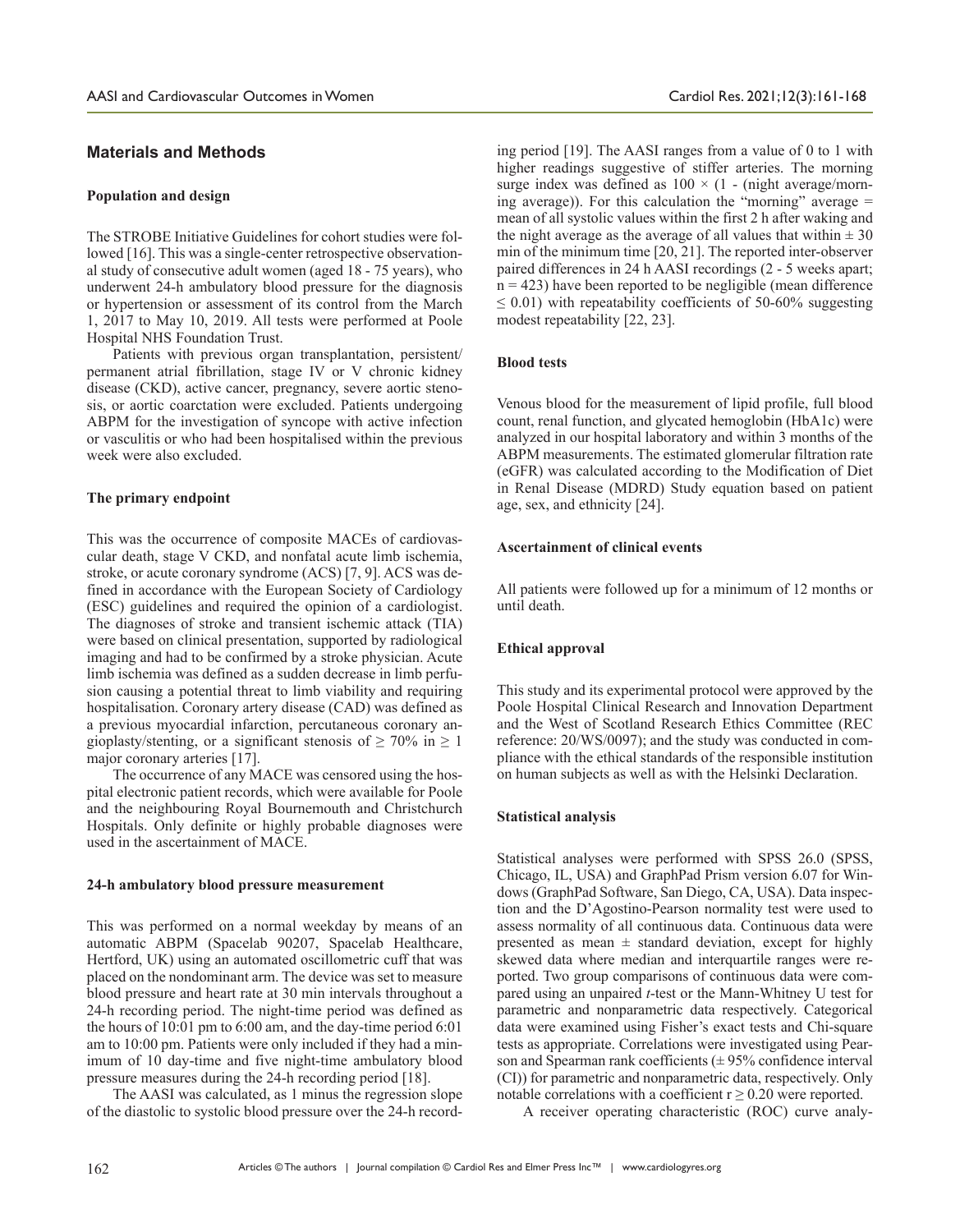## Materials and Methods

### Population and design

The STROBE Initiative Guidelines for cohort studies were followed [16]. This was a single-center retrospective observational study of consecutive adult women (aged 18 - 75 years), who underwent 24-h ambulatory blood pressure for the diagnosis or hypertension or assessment of its control from the March 1, 2017 to May 10, 2019. All tests were performed at Poole Hospital NHS Foundation Trust.

Patients with previous organ transplantation, persistent/permanent atrial fibrillation, stage IV or V chronic kidney disease (CKD), active cancer, pregnancy, severe aortic stenosis, or aortic coarctation were excluded. Patients undergoing ABPM for the investigation of syncope with active infection or vasculitis or who had been hospitalised within the previous week were also excluded.

### The primary endpoint

This was the occurrence of composite MACEs of cardiovascular death, stage V CKD, and nonfatal acute limb ischemia, stroke, or acute coronary syndrome (ACS) [7, 9]. ACS was defined in accordance with the European Society of Cardiology (ESC) guidelines and required the opinion of a cardiologist. The diagnoses of stroke and transient ischemic attack (TIA) were based on clinical presentation, supported by radiological imaging and had to be confirmed by a stroke physician. Acute limb ischemia was defined as a sudden decrease in limb perfusion causing a potential threat to limb viability and requiring hospitalisation. Coronary artery disease (CAD) was defined as a previous myocardial infarction, percutaneous coronary angioplasty/stenting, or a significant stenosis of $\geq$ 70% in $\geq$ 1 major coronary arteries [17].

The occurrence of any MACE was censored using the hospital electronic patient records, which were available for Poole and the neighbouring Royal Bournemouth and Christchurch Hospitals. Only definite or highly probable diagnoses were used in the ascertainment of MACE.

### 24-h ambulatory blood pressure measurement

This was performed on a normal weekday by means of an automatic ABPM (Spacelab 90207, Spacelab Healthcare, Hertford, UK) using an automated oscillometric cuff that was placed on the nondominant arm. The device was set to measure blood pressure and heart rate at 30 min intervals throughout a 24-h recording period. The night-time period was defined as the hours of 10:01 pm to 6:00 am, and the day-time period 6:01 am to 10:00 pm. Patients were only included if they had a minimum of 10 day-time and five night-time ambulatory blood pressure measures during the 24-h recording period [18].

The AASI was calculated, as 1 minus the regression slope of the diastolic to systolic blood pressure over the 24-h recording period [19]. The AASI ranges from a value of 0 to 1 with higher readings suggestive of stiffer arteries. The morning surge index was defined as $100 \times (1 - (\text{night average/morning average}))$. For this calculation the "morning" average = mean of all systolic values within the first 2 h after waking and the night average as the average of all values that within $\pm$ 30 min of the minimum time [20, 21]. The reported inter-observer paired differences in 24 h AASI recordings (2 - 5 weeks apart; n = 423) have been reported to be negligible (mean difference $\leq$ 0.01) with repeatability coefficients of 50-60% suggesting modest repeatability [22, 23].

### Blood tests

Venous blood for the measurement of lipid profile, full blood count, renal function, and glycated hemoglobin (HbA1c) were analyzed in our hospital laboratory and within 3 months of the ABPM measurements. The estimated glomerular filtration rate (eGFR) was calculated according to the Modification of Diet in Renal Disease (MDRD) Study equation based on patient age, sex, and ethnicity [24].

### Ascertainment of clinical events

All patients were followed up for a minimum of 12 months or until death.

### Ethical approval

This study and its experimental protocol were approved by the Poole Hospital Clinical Research and Innovation Department and the West of Scotland Research Ethics Committee (REC reference: 20/WS/0097); and the study was conducted in compliance with the ethical standards of the responsible institution on human subjects as well as with the Helsinki Declaration.

### Statistical analysis

Statistical analyses were performed with SPSS 26.0 (SPSS, Chicago, IL, USA) and GraphPad Prism version 6.07 for Windows (GraphPad Software, San Diego, CA, USA). Data inspection and the D'Agostino-Pearson normality test were used to assess normality of all continuous data. Continuous data were presented as mean $\pm$ standard deviation, except for highly skewed data where median and interquartile ranges were reported. Two group comparisons of continuous data were compared using an unpaired *t*-test or the Mann-Whitney U test for parametric and nonparametric data respectively. Categorical data were examined using Fisher's exact tests and Chi-square tests as appropriate. Correlations were investigated using Pearson and Spearman rank coefficients ($\pm$ 95% confidence interval (CI)) for parametric and nonparametric data, respectively. Only notable correlations with a coefficient $r \geq 0.20$ were reported.

A receiver operating characteristic (ROC) curve analy-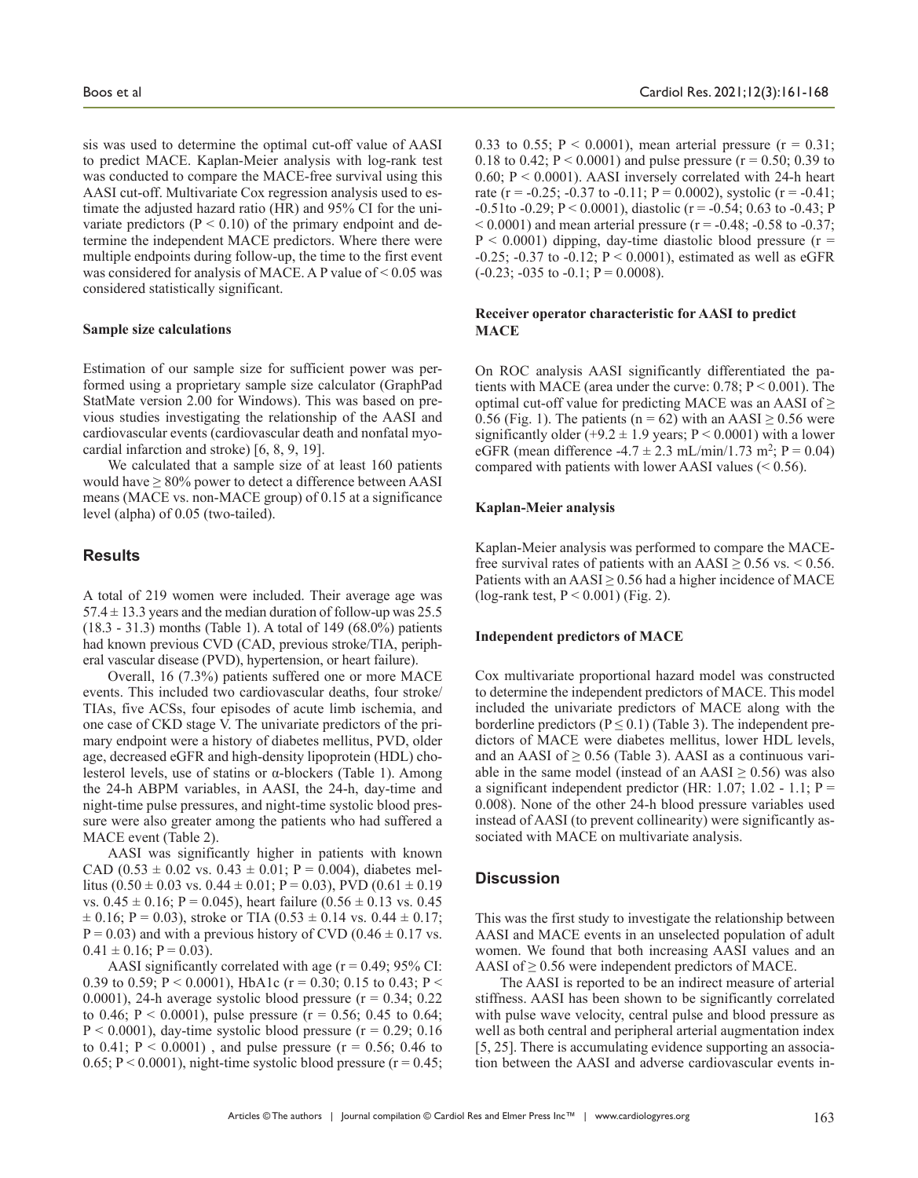sis was used to determine the optimal cut-off value of AASI to predict MACE. Kaplan-Meier analysis with log-rank test was conducted to compare the MACE-free survival using this AASI cut-off. Multivariate Cox regression analysis used to estimate the adjusted hazard ratio (HR) and 95% CI for the univariate predictors ($P < 0.10$) of the primary endpoint and determine the independent MACE predictors. Where there were multiple endpoints during follow-up, the time to the first event was considered for analysis of MACE. A P value of < 0.05 was considered statistically significant.

#### Sample size calculations

Estimation of our sample size for sufficient power was performed using a proprietary sample size calculator (GraphPad StatMate version 2.00 for Windows). This was based on previous studies investigating the relationship of the AASI and cardiovascular events (cardiovascular death and nonfatal myocardial infarction and stroke) [6, 8, 9, 19].

We calculated that a sample size of at least 160 patients would have ≥ 80% power to detect a difference between AASI means (MACE vs. non-MACE group) of 0.15 at a significance level (alpha) of 0.05 (two-tailed).

## Results

A total of 219 women were included. Their average age was 57.4 ± 13.3 years and the median duration of follow-up was 25.5 (18.3 - 31.3) months (Table 1). A total of 149 (68.0%) patients had known previous CVD (CAD, previous stroke/TIA, peripheral vascular disease (PVD), hypertension, or heart failure).

Overall, 16 (7.3%) patients suffered one or more MACE events. This included two cardiovascular deaths, four stroke/TIAs, five ACSs, four episodes of acute limb ischemia, and one case of CKD stage V. The univariate predictors of the primary endpoint were a history of diabetes mellitus, PVD, older age, decreased eGFR and high-density lipoprotein (HDL) cholesterol levels, use of statins or α-blockers (Table 1). Among the 24-h ABPM variables, in AASI, the 24-h, day-time and night-time pulse pressures, and night-time systolic blood pressure were also greater among the patients who had suffered a MACE event (Table 2).

AASI was significantly higher in patients with known CAD (0.53 ± 0.02 vs. 0.43 ± 0.01; P = 0.004), diabetes mellitus (0.50 ± 0.03 vs. 0.44 ± 0.01; P = 0.03), PVD (0.61 ± 0.19 vs. 0.45 ± 0.16; P = 0.045), heart failure (0.56 ± 0.13 vs. 0.45 ± 0.16; P = 0.03), stroke or TIA (0.53 ± 0.14 vs. 0.44 ± 0.17; P = 0.03) and with a previous history of CVD (0.46 ± 0.17 vs. 0.41 ± 0.16; P = 0.03).

AASI significantly correlated with age (r = 0.49; 95% CI: 0.39 to 0.59; P < 0.0001), HbA1c (r = 0.30; 0.15 to 0.43; P < 0.0001), 24-h average systolic blood pressure (r = 0.34; 0.22 to 0.46; P < 0.0001), pulse pressure (r = 0.56; 0.45 to 0.64; P < 0.0001), day-time systolic blood pressure (r = 0.29; 0.16 to 0.41; P < 0.0001) , and pulse pressure (r = 0.56; 0.46 to 0.65; P < 0.0001), night-time systolic blood pressure (r = 0.45; 0.33 to 0.55; P < 0.0001), mean arterial pressure (r = 0.31; 0.18 to 0.42; P < 0.0001) and pulse pressure (r = 0.50; 0.39 to 0.60; P < 0.0001). AASI inversely correlated with 24-h heart rate (r = -0.25; -0.37 to -0.11; P = 0.0002), systolic (r = -0.41; -0.51to -0.29; P < 0.0001), diastolic (r = -0.54; 0.63 to -0.43; P < 0.0001) and mean arterial pressure (r = -0.48; -0.58 to -0.37; P < 0.0001) dipping, day-time diastolic blood pressure (r = -0.25; -0.37 to -0.12; P < 0.0001), estimated as well as eGFR (-0.23; -035 to -0.1; P = 0.0008).

#### Receiver operator characteristic for AASI to predict MACE

On ROC analysis AASI significantly differentiated the patients with MACE (area under the curve: 0.78; P < 0.001). The optimal cut-off value for predicting MACE was an AASI of ≥ 0.56 (Fig. 1). The patients (n = 62) with an AASI ≥ 0.56 were significantly older (+9.2 ± 1.9 years; P < 0.0001) with a lower eGFR (mean difference -4.7 ± 2.3 mL/min/1.73 $m^2$; P = 0.04) compared with patients with lower AASI values (< 0.56).

#### Kaplan-Meier analysis

Kaplan-Meier analysis was performed to compare the MACE-free survival rates of patients with an AASI ≥ 0.56 vs. < 0.56. Patients with an AASI ≥ 0.56 had a higher incidence of MACE (log-rank test, P < 0.001) (Fig. 2).

#### Independent predictors of MACE

Cox multivariate proportional hazard model was constructed to determine the independent predictors of MACE. This model included the univariate predictors of MACE along with the borderline predictors (P ≤ 0.1) (Table 3). The independent predictors of MACE were diabetes mellitus, lower HDL levels, and an AASI of ≥ 0.56 (Table 3). AASI as a continuous variable in the same model (instead of an AASI ≥ 0.56) was also a significant independent predictor (HR: 1.07; 1.02 - 1.1; P = 0.008). None of the other 24-h blood pressure variables used instead of AASI (to prevent collinearity) were significantly associated with MACE on multivariate analysis.

## Discussion

This was the first study to investigate the relationship between AASI and MACE events in an unselected population of adult women. We found that both increasing AASI values and an AASI of ≥ 0.56 were independent predictors of MACE.

The AASI is reported to be an indirect measure of arterial stiffness. AASI has been shown to be significantly correlated with pulse wave velocity, central pulse and blood pressure as well as both central and peripheral arterial augmentation index [5, 25]. There is accumulating evidence supporting an association between the AASI and adverse cardiovascular events in-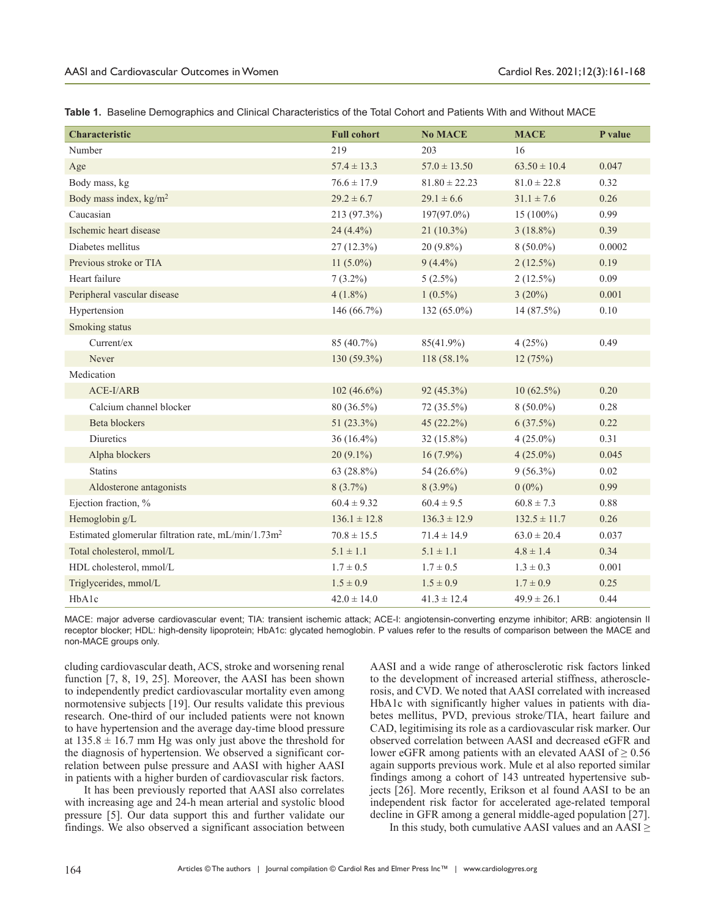**Table 1.** Baseline Demographics and Clinical Characteristics of the Total Cohort and Patients With and Without MACE

| Characteristic | Full cohort | No MACE | MACE | P value |
|---|---|---|---|---|
| Number | 219 | 203 | 16 | |
| Age | 57.4 ± 13.3 | 57.0 ± 13.50 | 63.50 ± 10.4 | 0.047 |
| Body mass, kg | 76.6 ± 17.9 | 81.80 ± 22.23 | 81.0 ± 22.8 | 0.32 |
| Body mass index, kg/m$^2$ | 29.2 ± 6.7 | 29.1 ± 6.6 | 31.1 ± 7.6 | 0.26 |
| Caucasian | 213 (97.3%) | 197(97.0%) | 15 (100%) | 0.99 |
| Ischemic heart disease | 24 (4.4%) | 21 (10.3%) | 3 (18.8%) | 0.39 |
| Diabetes mellitus | 27 (12.3%) | 20 (9.8%) | 8 (50.0%) | 0.0002 |
| Previous stroke or TIA | 11 (5.0%) | 9 (4.4%) | 2 (12.5%) | 0.19 |
| Heart failure | 7 (3.2%) | 5 (2.5%) | 2 (12.5%) | 0.09 |
| Peripheral vascular disease | 4 (1.8%) | 1 (0.5%) | 3 (20%) | 0.001 |
| Hypertension | 146 (66.7%) | 132 (65.0%) | 14 (87.5%) | 0.10 |
| Smoking status | | | | |
| Current/ex | 85 (40.7%) | 85(41.9%) | 4 (25%) | 0.49 |
| Never | 130 (59.3%) | 118 (58.1% | 12 (75%) | |
| Medication | | | | |
| ACE-I/ARB | 102 (46.6%) | 92 (45.3%) | 10 (62.5%) | 0.20 |
| Calcium channel blocker | 80 (36.5%) | 72 (35.5%) | 8 (50.0%) | 0.28 |
| Beta blockers | 51 (23.3%) | 45 (22.2%) | 6 (37.5%) | 0.22 |
| Diuretics | 36 (16.4%) | 32 (15.8%) | 4 (25.0%) | 0.31 |
| Alpha blockers | 20 (9.1%) | 16 (7.9%) | 4 (25.0%) | 0.045 |
| Statins | 63 (28.8%) | 54 (26.6%) | 9 (56.3%) | 0.02 |
| Aldosterone antagonists | 8 (3.7%) | 8 (3.9%) | 0 (0%) | 0.99 |
| Ejection fraction, % | 60.4 ± 9.32 | 60.4 ± 9.5 | 60.8 ± 7.3 | 0.88 |
| Hemoglobin g/L | 136.1 ± 12.8 | 136.3 ± 12.9 | 132.5 ± 11.7 | 0.26 |
| Estimated glomerular filtration rate, mL/min/1.73m$^2$ | 70.8 ± 15.5 | 71.4 ± 14.9 | 63.0 ± 20.4 | 0.037 |
| Total cholesterol, mmol/L | 5.1 ± 1.1 | 5.1 ± 1.1 | 4.8 ± 1.4 | 0.34 |
| HDL cholesterol, mmol/L | 1.7 ± 0.5 | 1.7 ± 0.5 | 1.3 ± 0.3 | 0.001 |
| Triglycerides, mmol/L | 1.5 ± 0.9 | 1.5 ± 0.9 | 1.7 ± 0.9 | 0.25 |
| HbA1c | 42.0 ± 14.0 | 41.3 ± 12.4 | 49.9 ± 26.1 | 0.44 |

MACE: major adverse cardiovascular event; TIA: transient ischemic attack; ACE-I: angiotensin-converting enzyme inhibitor; ARB: angiotensin II receptor blocker; HDL: high-density lipoprotein; HbA1c: glycated hemoglobin. P values refer to the results of comparison between the MACE and non-MACE groups only.

cluding cardiovascular death, ACS, stroke and worsening renal function [7, 8, 19, 25]. Moreover, the AASI has been shown to independently predict cardiovascular mortality even among normotensive subjects [19]. Our results validate this previous research. One-third of our included patients were not known to have hypertension and the average day-time blood pressure at 135.8 ± 16.7 mm Hg was only just above the threshold for the diagnosis of hypertension. We observed a significant correlation between pulse pressure and AASI with higher AASI in patients with a higher burden of cardiovascular risk factors.

It has been previously reported that AASI also correlates with increasing age and 24-h mean arterial and systolic blood pressure [5]. Our data support this and further validate our findings. We also observed a significant association between AASI and a wide range of atherosclerotic risk factors linked to the development of increased arterial stiffness, atherosclerosis, and CVD. We noted that AASI correlated with increased HbA1c with significantly higher values in patients with diabetes mellitus, PVD, previous stroke/TIA, heart failure and CAD, legitimising its role as a cardiovascular risk marker. Our observed correlation between AASI and decreased eGFR and lower eGFR among patients with an elevated AASI of ≥ 0.56 again supports previous work. Mule et al also reported similar findings among a cohort of 143 untreated hypertensive subjects [26]. More recently, Erikson et al found AASI to be an independent risk factor for accelerated age-related temporal decline in GFR among a general middle-aged population [27].

In this study, both cumulative AASI values and an AASI ≥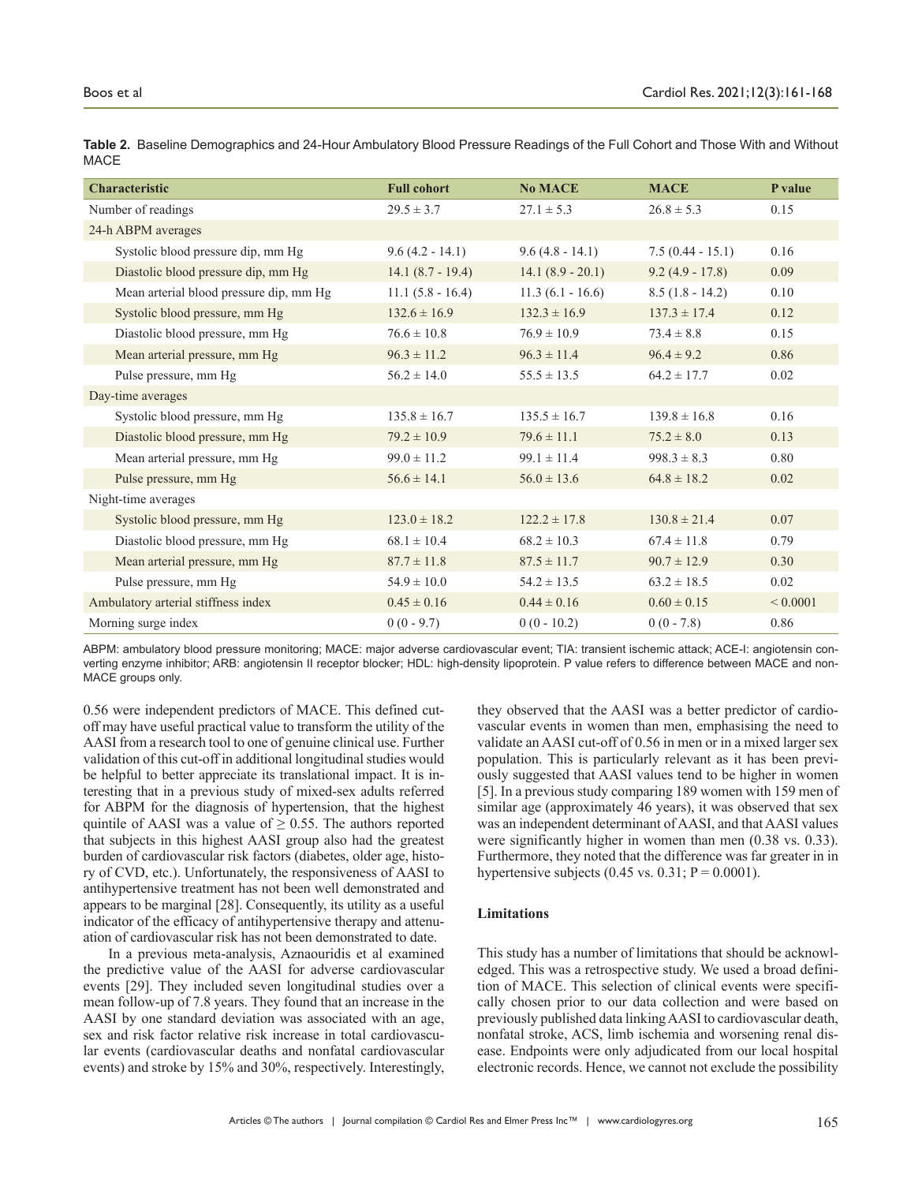**Table 2.** Baseline Demographics and 24-Hour Ambulatory Blood Pressure Readings of the Full Cohort and Those With and Without MACE

| Characteristic | Full cohort | No MACE | MACE | P value |
|---|---|---|---|---|
| Number of readings | 29.5 ± 3.7 | 27.1 ± 5.3 | 26.8 ± 5.3 | 0.15 |
| 24-h ABPM averages | | | | |
| Systolic blood pressure dip, mm Hg | 9.6 (4.2 - 14.1) | 9.6 (4.8 - 14.1) | 7.5 (0.44 - 15.1) | 0.16 |
| Diastolic blood pressure dip, mm Hg | 14.1 (8.7 - 19.4) | 14.1 (8.9 - 20.1) | 9.2 (4.9 - 17.8) | 0.09 |
| Mean arterial blood pressure dip, mm Hg | 11.1 (5.8 - 16.4) | 11.3 (6.1 - 16.6) | 8.5 (1.8 - 14.2) | 0.10 |
| Systolic blood pressure, mm Hg | 132.6 ± 16.9 | 132.3 ± 16.9 | 137.3 ± 17.4 | 0.12 |
| Diastolic blood pressure, mm Hg | 76.6 ± 10.8 | 76.9 ± 10.9 | 73.4 ± 8.8 | 0.15 |
| Mean arterial pressure, mm Hg | 96.3 ± 11.2 | 96.3 ± 11.4 | 96.4 ± 9.2 | 0.86 |
| Pulse pressure, mm Hg | 56.2 ± 14.0 | 55.5 ± 13.5 | 64.2 ± 17.7 | 0.02 |
| Day-time averages | | | | |
| Systolic blood pressure, mm Hg | 135.8 ± 16.7 | 135.5 ± 16.7 | 139.8 ± 16.8 | 0.16 |
| Diastolic blood pressure, mm Hg | 79.2 ± 10.9 | 79.6 ± 11.1 | 75.2 ± 8.0 | 0.13 |
| Mean arterial pressure, mm Hg | 99.0 ± 11.2 | 99.1 ± 11.4 | 998.3 ± 8.3 | 0.80 |
| Pulse pressure, mm Hg | 56.6 ± 14.1 | 56.0 ± 13.6 | 64.8 ± 18.2 | 0.02 |
| Night-time averages | | | | |
| Systolic blood pressure, mm Hg | 123.0 ± 18.2 | 122.2 ± 17.8 | 130.8 ± 21.4 | 0.07 |
| Diastolic blood pressure, mm Hg | 68.1 ± 10.4 | 68.2 ± 10.3 | 67.4 ± 11.8 | 0.79 |
| Mean arterial pressure, mm Hg | 87.7 ± 11.8 | 87.5 ± 11.7 | 90.7 ± 12.9 | 0.30 |
| Pulse pressure, mm Hg | 54.9 ± 10.0 | 54.2 ± 13.5 | 63.2 ± 18.5 | 0.02 |
| Ambulatory arterial stiffness index | 0.45 ± 0.16 | 0.44 ± 0.16 | 0.60 ± 0.15 | < 0.0001 |
| Morning surge index | 0 (0 - 9.7) | 0 (0 - 10.2) | 0 (0 - 7.8) | 0.86 |

ABPM: ambulatory blood pressure monitoring; MACE: major adverse cardiovascular event; TIA: transient ischemic attack; ACE-I: angiotensin converting enzyme inhibitor; ARB: angiotensin II receptor blocker; HDL: high-density lipoprotein. P value refers to difference between MACE and non-MACE groups only.

0.56 were independent predictors of MACE. This defined cut-off may have useful practical value to transform the utility of the AASI from a research tool to one of genuine clinical use. Further validation of this cut-off in additional longitudinal studies would be helpful to better appreciate its translational impact. It is interesting that in a previous study of mixed-sex adults referred for ABPM for the diagnosis of hypertension, that the highest quintile of AASI was a value of ≥ 0.55. The authors reported that subjects in this highest AASI group also had the greatest burden of cardiovascular risk factors (diabetes, older age, history of CVD, etc.). Unfortunately, the responsiveness of AASI to antihypertensive treatment has not been well demonstrated and appears to be marginal [28]. Consequently, its utility as a useful indicator of the efficacy of antihypertensive therapy and attenuation of cardiovascular risk has not been demonstrated to date.

In a previous meta-analysis, Aznaouridis et al examined the predictive value of the AASI for adverse cardiovascular events [29]. They included seven longitudinal studies over a mean follow-up of 7.8 years. They found that an increase in the AASI by one standard deviation was associated with an age, sex and risk factor relative risk increase in total cardiovascular events (cardiovascular deaths and nonfatal cardiovascular events) and stroke by 15% and 30%, respectively. Interestingly, they observed that the AASI was a better predictor of cardiovascular events in women than men, emphasising the need to validate an AASI cut-off of 0.56 in men or in a mixed larger sex population. This is particularly relevant as it has been previously suggested that AASI values tend to be higher in women [5]. In a previous study comparing 189 women with 159 men of similar age (approximately 46 years), it was observed that sex was an independent determinant of AASI, and that AASI values were significantly higher in women than men (0.38 vs. 0.33). Furthermore, they noted that the difference was far greater in in hypertensive subjects (0.45 vs. 0.31; P = 0.0001).

### Limitations

This study has a number of limitations that should be acknowledged. This was a retrospective study. We used a broad definition of MACE. This selection of clinical events were specifically chosen prior to our data collection and were based on previously published data linking AASI to cardiovascular death, nonfatal stroke, ACS, limb ischemia and worsening renal disease. Endpoints were only adjudicated from our local hospital electronic records. Hence, we cannot not exclude the possibility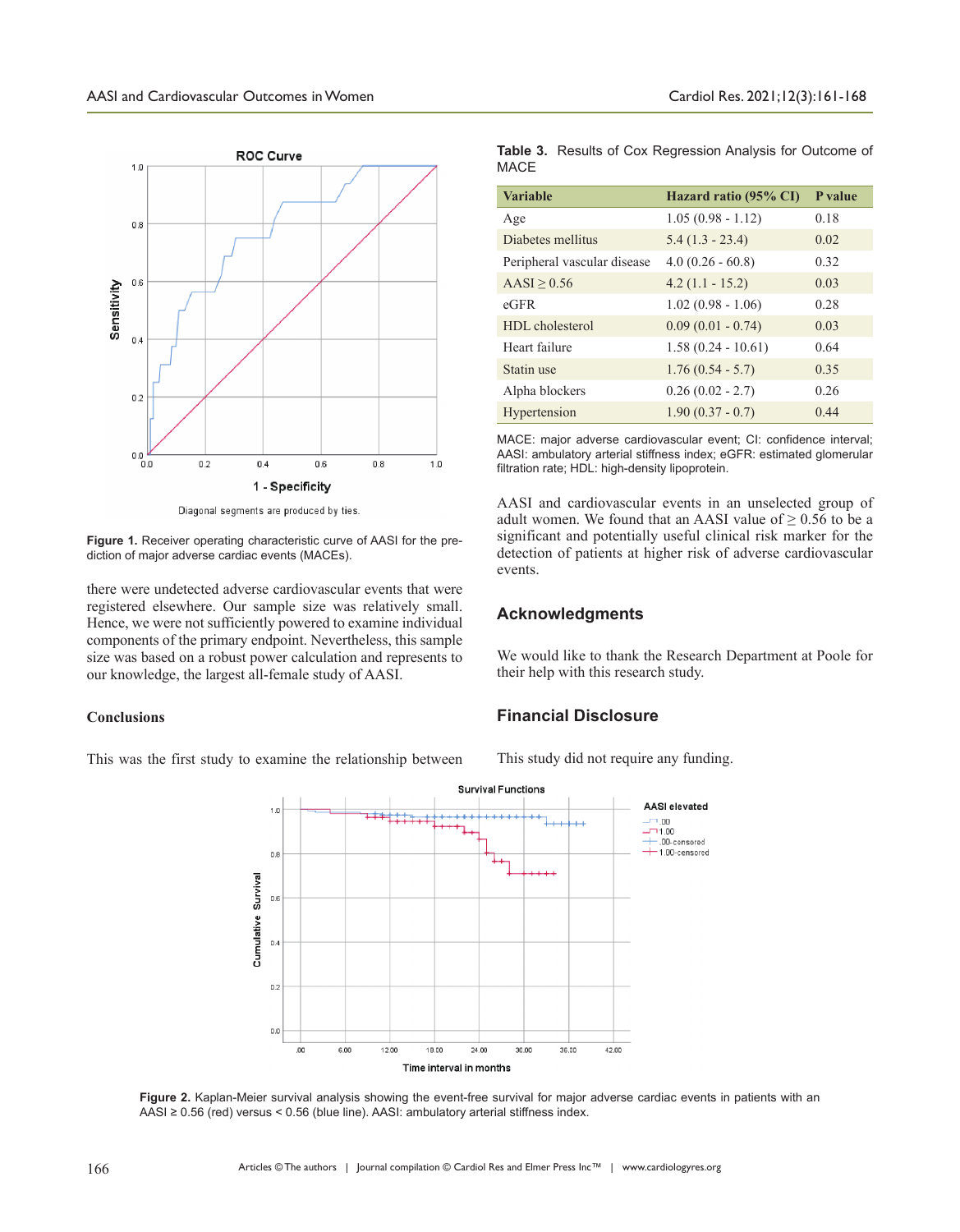Figure 1. Receiver operating characteristic curve of AASI for the prediction of major adverse cardiac events (MACEs).

there were undetected adverse cardiovascular events that were registered elsewhere. Our sample size was relatively small. Hence, we were not sufficiently powered to examine individual components of the primary endpoint. Nevertheless, this sample size was based on a robust power calculation and represents to our knowledge, the largest all-female study of AASI.

### Conclusions

This was the first study to examine the relationship between AASI and cardiovascular events in an unselected group of adult women. We found that an AASI value of ≥ 0.56 to be a significant and potentially useful clinical risk marker for the detection of patients at higher risk of adverse cardiovascular events.

**Table 3.** Results of Cox Regression Analysis for Outcome of MACE

| Variable | Hazard ratio (95% CI) | P value |
|---|---|---|
| Age | 1.05 (0.98 - 1.12) | 0.18 |
| Diabetes mellitus | 5.4 (1.3 - 23.4) | 0.02 |
| Peripheral vascular disease | 4.0 (0.26 - 60.8) | 0.32 |
| AASI ≥ 0.56 | 4.2 (1.1 - 15.2) | 0.03 |
| eGFR | 1.02 (0.98 - 1.06) | 0.28 |
| HDL cholesterol | 0.09 (0.01 - 0.74) | 0.03 |
| Heart failure | 1.58 (0.24 - 10.61) | 0.64 |
| Statin use | 1.76 (0.54 - 5.7) | 0.35 |
| Alpha blockers | 0.26 (0.02 - 2.7) | 0.26 |
| Hypertension | 1.90 (0.37 - 0.7) | 0.44 |

MACE: major adverse cardiovascular event; CI: confidence interval; AASI: ambulatory arterial stiffness index; eGFR: estimated glomerular filtration rate; HDL: high-density lipoprotein.

## Acknowledgments

We would like to thank the Research Department at Poole for their help with this research study.

## Financial Disclosure

This study did not require any funding.

Figure 2. Kaplan-Meier survival analysis showing the event-free survival for major adverse cardiac events in patients with an AASI ≥ 0.56 (red) versus < 0.56 (blue line). AASI: ambulatory arterial stiffness index.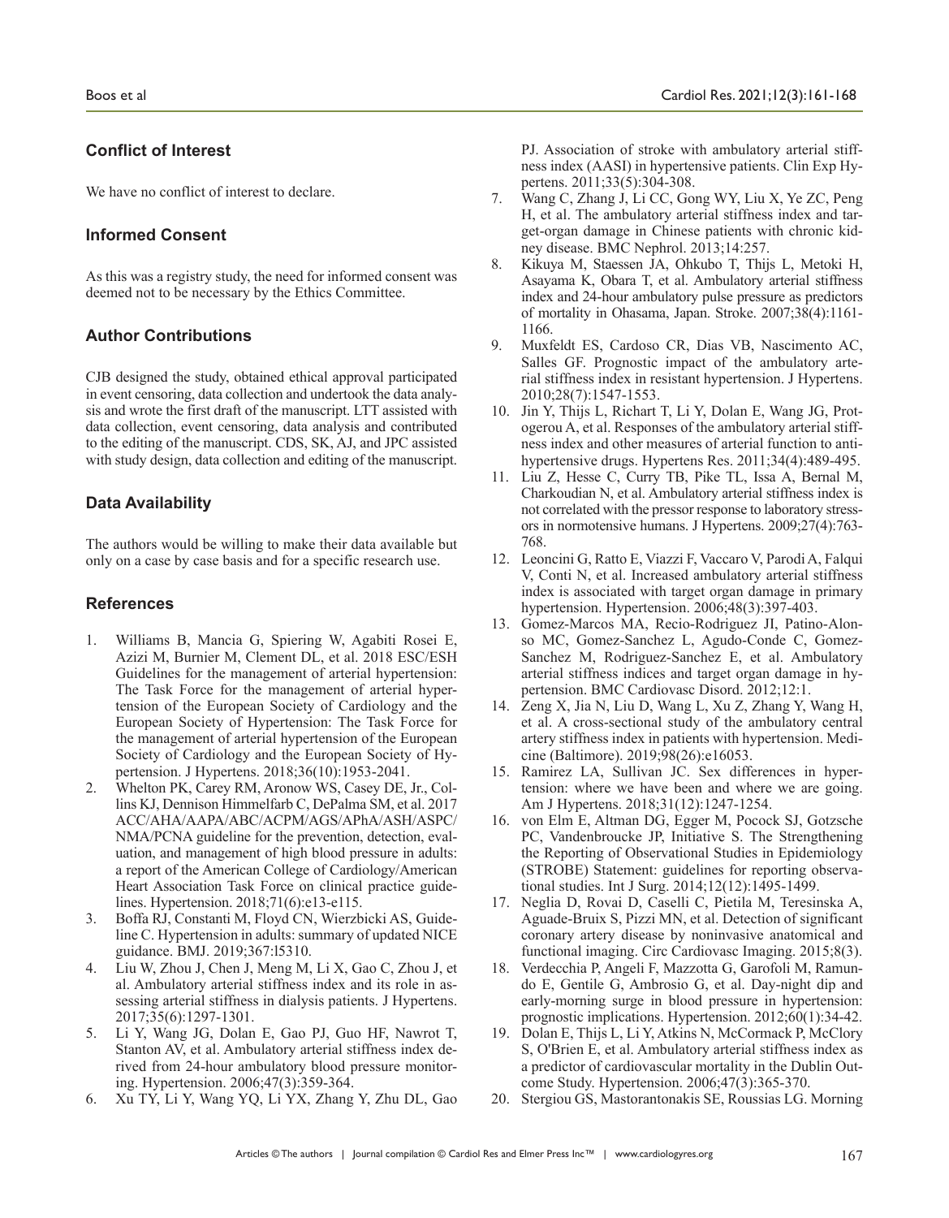## Conflict of Interest

We have no conflict of interest to declare.

## Informed Consent

As this was a registry study, the need for informed consent was deemed not to be necessary by the Ethics Committee.

## Author Contributions

CJB designed the study, obtained ethical approval participated in event censoring, data collection and undertook the data analysis and wrote the first draft of the manuscript. LTT assisted with data collection, event censoring, data analysis and contributed to the editing of the manuscript. CDS, SK, AJ, and JPC assisted with study design, data collection and editing of the manuscript.

## Data Availability

The authors would be willing to make their data available but only on a case by case basis and for a specific research use.

## References

1. Williams B, Mancia G, Spiering W, Agabiti Rosei E, Azizi M, Burnier M, Clement DL, et al. 2018 ESC/ESH Guidelines for the management of arterial hypertension: The Task Force for the management of arterial hypertension of the European Society of Cardiology and the European Society of Hypertension: The Task Force for the management of arterial hypertension of the European Society of Cardiology and the European Society of Hypertension. J Hypertens. 2018;36(10):1953-2041.
2. Whelton PK, Carey RM, Aronow WS, Casey DE, Jr., Collins KJ, Dennison Himmelfarb C, DePalma SM, et al. 2017 ACC/AHA/AAPA/ABC/ACPM/AGS/APhA/ASH/ASPC/NMA/PCNA guideline for the prevention, detection, evaluation, and management of high blood pressure in adults: a report of the American College of Cardiology/American Heart Association Task Force on clinical practice guidelines. Hypertension. 2018;71(6):e13-e115.
3. Boffa RJ, Constanti M, Floyd CN, Wierzbicki AS, Guideline C. Hypertension in adults: summary of updated NICE guidance. BMJ. 2019;367:l5310.
4. Liu W, Zhou J, Chen J, Meng M, Li X, Gao C, Zhou J, et al. Ambulatory arterial stiffness index and its role in assessing arterial stiffness in dialysis patients. J Hypertens. 2017;35(6):1297-1301.
5. Li Y, Wang JG, Dolan E, Gao PJ, Guo HF, Nawrot T, Stanton AV, et al. Ambulatory arterial stiffness index derived from 24-hour ambulatory blood pressure monitoring. Hypertension. 2006;47(3):359-364.
6. Xu TY, Li Y, Wang YQ, Li YX, Zhang Y, Zhu DL, Gao PJ. Association of stroke with ambulatory arterial stiffness index (AASI) in hypertensive patients. Clin Exp Hypertens. 2011;33(5):304-308.
7. Wang C, Zhang J, Li CC, Gong WY, Liu X, Ye ZC, Peng H, et al. The ambulatory arterial stiffness index and target-organ damage in Chinese patients with chronic kidney disease. BMC Nephrol. 2013;14:257.
8. Kikuya M, Staessen JA, Ohkubo T, Thijs L, Metoki H, Asayama K, Obara T, et al. Ambulatory arterial stiffness index and 24-hour ambulatory pulse pressure as predictors of mortality in Ohasama, Japan. Stroke. 2007;38(4):1161-1166.
9. Muxfeldt ES, Cardoso CR, Dias VB, Nascimento AC, Salles GF. Prognostic impact of the ambulatory arterial stiffness index in resistant hypertension. J Hypertens. 2010;28(7):1547-1553.
10. Jin Y, Thijs L, Richart T, Li Y, Dolan E, Wang JG, Protogerou A, et al. Responses of the ambulatory arterial stiffness index and other measures of arterial function to antihypertensive drugs. Hypertens Res. 2011;34(4):489-495.
11. Liu Z, Hesse C, Curry TB, Pike TL, Issa A, Bernal M, Charkoudian N, et al. Ambulatory arterial stiffness index is not correlated with the pressor response to laboratory stressors in normotensive humans. J Hypertens. 2009;27(4):763-768.
12. Leoncini G, Ratto E, Viazzi F, Vaccaro V, Parodi A, Falqui V, Conti N, et al. Increased ambulatory arterial stiffness index is associated with target organ damage in primary hypertension. Hypertension. 2006;48(3):397-403.
13. Gomez-Marcos MA, Recio-Rodriguez JI, Patino-Alonso MC, Gomez-Sanchez L, Agudo-Conde C, Gomez-Sanchez M, Rodriguez-Sanchez E, et al. Ambulatory arterial stiffness indices and target organ damage in hypertension. BMC Cardiovasc Disord. 2012;12:1.
14. Zeng X, Jia N, Liu D, Wang L, Xu Z, Zhang Y, Wang H, et al. A cross-sectional study of the ambulatory central artery stiffness index in patients with hypertension. Medicine (Baltimore). 2019;98(26):e16053.
15. Ramirez LA, Sullivan JC. Sex differences in hypertension: where we have been and where we are going. Am J Hypertens. 2018;31(12):1247-1254.
16. von Elm E, Altman DG, Egger M, Pocock SJ, Gotzsche PC, Vandenbroucke JP, Initiative S. The Strengthening the Reporting of Observational Studies in Epidemiology (STROBE) Statement: guidelines for reporting observational studies. Int J Surg. 2014;12(12):1495-1499.
17. Neglia D, Rovai D, Caselli C, Pietila M, Teresinska A, Aguade-Bruix S, Pizzi MN, et al. Detection of significant coronary artery disease by noninvasive anatomical and functional imaging. Circ Cardiovasc Imaging. 2015;8(3).
18. Verdecchia P, Angeli F, Mazzotta G, Garofoli M, Ramundo E, Gentile G, Ambrosio G, et al. Day-night dip and early-morning surge in blood pressure in hypertension: prognostic implications. Hypertension. 2012;60(1):34-42.
19. Dolan E, Thijs L, Li Y, Atkins N, McCormack P, McClory S, O'Brien E, et al. Ambulatory arterial stiffness index as a predictor of cardiovascular mortality in the Dublin Outcome Study. Hypertension. 2006;47(3):365-370.
20. Stergiou GS, Mastorantonakis SE, Roussias LG. Morning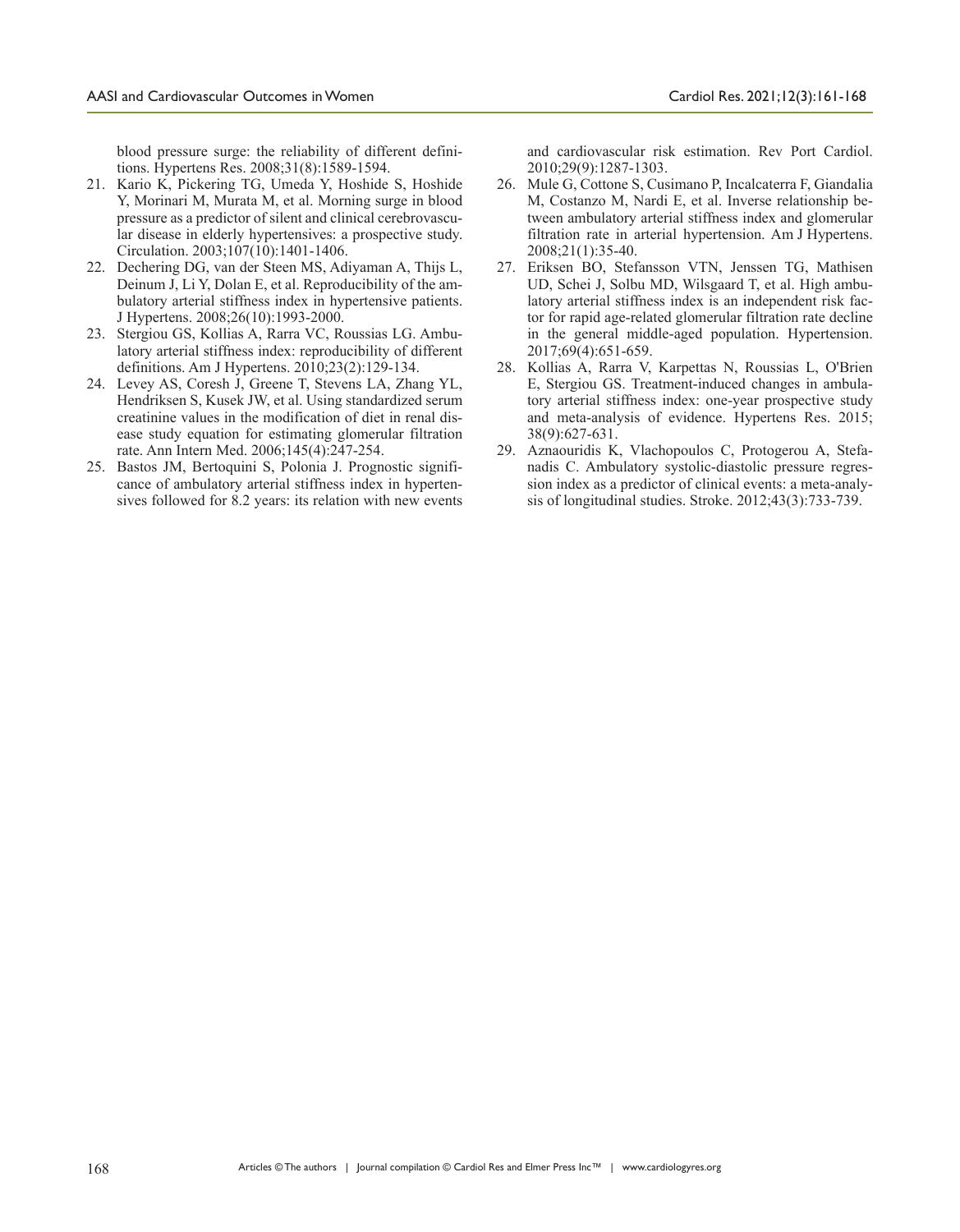blood pressure surge: the reliability of different definitions. Hypertens Res. 2008;31(8):1589-1594.

21. Kario K, Pickering TG, Umeda Y, Hoshide S, Hoshide Y, Morinari M, Murata M, et al. Morning surge in blood pressure as a predictor of silent and clinical cerebrovascular disease in elderly hypertensives: a prospective study. Circulation. 2003;107(10):1401-1406.
22. Dechering DG, van der Steen MS, Adiyaman A, Thijs L, Deinum J, Li Y, Dolan E, et al. Reproducibility of the ambulatory arterial stiffness index in hypertensive patients. J Hypertens. 2008;26(10):1993-2000.
23. Stergiou GS, Kollias A, Rarra VC, Roussias LG. Ambulatory arterial stiffness index: reproducibility of different definitions. Am J Hypertens. 2010;23(2):129-134.
24. Levey AS, Coresh J, Greene T, Stevens LA, Zhang YL, Hendriksen S, Kusek JW, et al. Using standardized serum creatinine values in the modification of diet in renal disease study equation for estimating glomerular filtration rate. Ann Intern Med. 2006;145(4):247-254.
25. Bastos JM, Bertoquini S, Polonia J. Prognostic significance of ambulatory arterial stiffness index in hypertensives followed for 8.2 years: its relation with new events and cardiovascular risk estimation. Rev Port Cardiol. 2010;29(9):1287-1303.
26. Mule G, Cottone S, Cusimano P, Incalcaterra F, Giandalia M, Costanzo M, Nardi E, et al. Inverse relationship between ambulatory arterial stiffness index and glomerular filtration rate in arterial hypertension. Am J Hypertens. 2008;21(1):35-40.
27. Eriksen BO, Stefansson VTN, Jenssen TG, Mathisen UD, Schei J, Solbu MD, Wilsgaard T, et al. High ambulatory arterial stiffness index is an independent risk factor for rapid age-related glomerular filtration rate decline in the general middle-aged population. Hypertension. 2017;69(4):651-659.
28. Kollias A, Rarra V, Karpettas N, Roussias L, O'Brien E, Stergiou GS. Treatment-induced changes in ambulatory arterial stiffness index: one-year prospective study and meta-analysis of evidence. Hypertens Res. 2015; 38(9):627-631.
29. Aznaouridis K, Vlachopoulos C, Protogerou A, Stefanadis C. Ambulatory systolic-diastolic pressure regression index as a predictor of clinical events: a meta-analysis of longitudinal studies. Stroke. 2012;43(3):733-739.